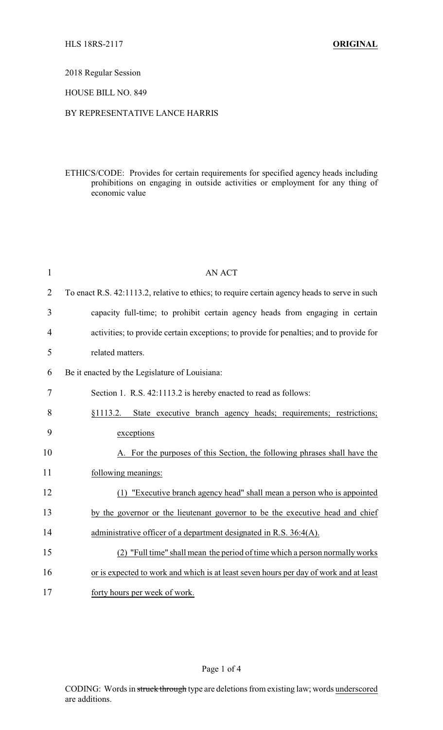HLS 18RS-2117 **ORIGINAL**

2018 Regular Session

HOUSE BILL NO. 849

BY REPRESENTATIVE LANCE HARRIS

ETHICS/CODE: Provides for certain requirements for specified agency heads including prohibitions on engaging in outside activities or employment for any thing of economic value

AN ACT

To enact R.S. 42:1113.2, relative to ethics; to require certain agency heads to serve in such capacity full-time; to prohibit certain agency heads from engaging in certain activities; to provide certain exceptions; to provide for penalties; and to provide for related matters.

Be it enacted by the Legislature of Louisiana:

Section 1. R.S. 42:1113.2 is hereby enacted to read as follows:

§1113.2. State executive branch agency heads; requirements; restrictions; exceptions

A. For the purposes of this Section, the following phrases shall have the following meanings:

(1) "Executive branch agency head" shall mean a person who is appointed by the governor or the lieutenant governor to be the executive head and chief administrative officer of a department designated in R.S. 36:4(A).

(2) "Full time" shall mean the period of time which a person normally works or is expected to work and which is at least seven hours per day of work and at least forty hours per week of work.

CODING: Words in ~~struck through~~ type are deletions from existing law; words underscored are additions.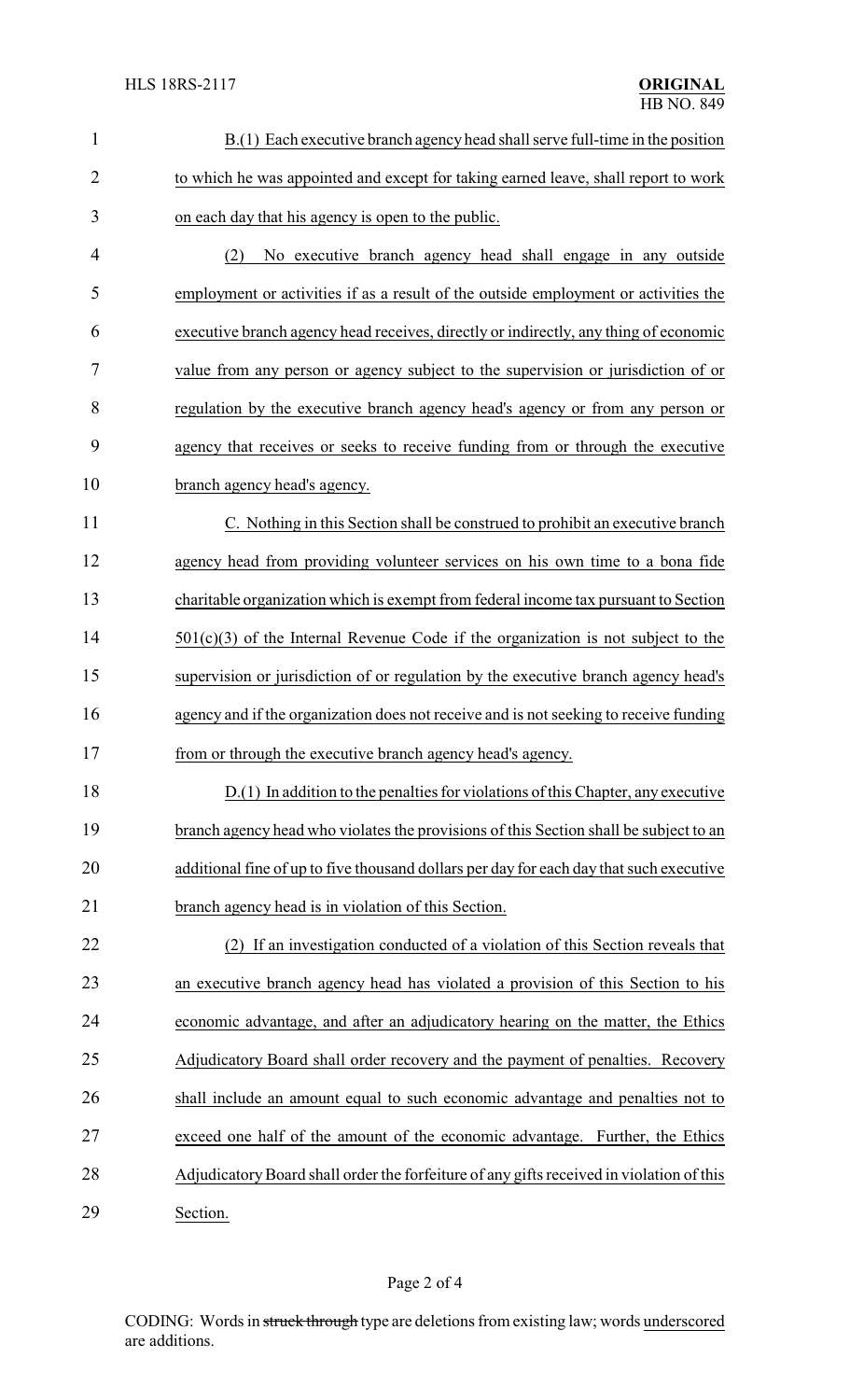B.(1) Each executive branch agency head shall serve full-time in the position to which he was appointed and except for taking earned leave, shall report to work on each day that his agency is open to the public.

(2) No executive branch agency head shall engage in any outside employment or activities if as a result of the outside employment or activities the executive branch agency head receives, directly or indirectly, any thing of economic value from any person or agency subject to the supervision or jurisdiction of or regulation by the executive branch agency head's agency or from any person or agency that receives or seeks to receive funding from or through the executive branch agency head's agency.

C. Nothing in this Section shall be construed to prohibit an executive branch agency head from providing volunteer services on his own time to a bona fide charitable organization which is exempt from federal income tax pursuant to Section 501(c)(3) of the Internal Revenue Code if the organization is not subject to the supervision or jurisdiction of or regulation by the executive branch agency head's agency and if the organization does not receive and is not seeking to receive funding from or through the executive branch agency head's agency.

D.(1) In addition to the penalties for violations of this Chapter, any executive branch agency head who violates the provisions of this Section shall be subject to an additional fine of up to five thousand dollars per day for each day that such executive branch agency head is in violation of this Section.

(2) If an investigation conducted of a violation of this Section reveals that an executive branch agency head has violated a provision of this Section to his economic advantage, and after an adjudicatory hearing on the matter, the Ethics Adjudicatory Board shall order recovery and the payment of penalties. Recovery shall include an amount equal to such economic advantage and penalties not to exceed one half of the amount of the economic advantage. Further, the Ethics Adjudicatory Board shall order the forfeiture of any gifts received in violation of this Section.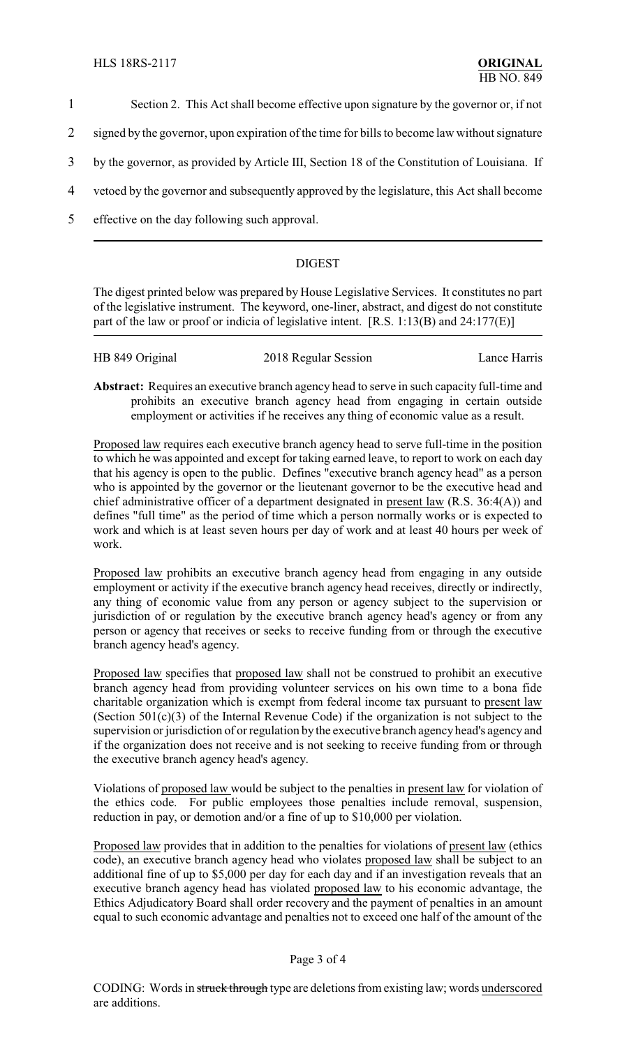Section 2. This Act shall become effective upon signature by the governor or, if not signed by the governor, upon expiration of the time for bills to become law without signature by the governor, as provided by Article III, Section 18 of the Constitution of Louisiana. If vetoed by the governor and subsequently approved by the legislature, this Act shall become effective on the day following such approval.

## DIGEST

The digest printed below was prepared by House Legislative Services. It constitutes no part of the legislative instrument. The keyword, one-liner, abstract, and digest do not constitute part of the law or proof or indicia of legislative intent. [R.S. 1:13(B) and 24:177(E)]

HB 849 Original | 2018 Regular Session | Lance Harris

**Abstract:** Requires an executive branch agency head to serve in such capacity full-time and prohibits an executive branch agency head from engaging in certain outside employment or activities if he receives any thing of economic value as a result.

Proposed law requires each executive branch agency head to serve full-time in the position to which he was appointed and except for taking earned leave, to report to work on each day that his agency is open to the public. Defines "executive branch agency head" as a person who is appointed by the governor or the lieutenant governor to be the executive head and chief administrative officer of a department designated in present law (R.S. 36:4(A)) and defines "full time" as the period of time which a person normally works or is expected to work and which is at least seven hours per day of work and at least 40 hours per week of work.

Proposed law prohibits an executive branch agency head from engaging in any outside employment or activity if the executive branch agency head receives, directly or indirectly, any thing of economic value from any person or agency subject to the supervision or jurisdiction of or regulation by the executive branch agency head's agency or from any person or agency that receives or seeks to receive funding from or through the executive branch agency head's agency.

Proposed law specifies that proposed law shall not be construed to prohibit an executive branch agency head from providing volunteer services on his own time to a bona fide charitable organization which is exempt from federal income tax pursuant to present law (Section 501(c)(3) of the Internal Revenue Code) if the organization is not subject to the supervision or jurisdiction of or regulation by the executive branch agency head's agency and if the organization does not receive and is not seeking to receive funding from or through the executive branch agency head's agency.

Violations of proposed law would be subject to the penalties in present law for violation of the ethics code. For public employees those penalties include removal, suspension, reduction in pay, or demotion and/or a fine of up to $10,000 per violation.

Proposed law provides that in addition to the penalties for violations of present law (ethics code), an executive branch agency head who violates proposed law shall be subject to an additional fine of up to $5,000 per day for each day and if an investigation reveals that an executive branch agency head has violated proposed law to his economic advantage, the Ethics Adjudicatory Board shall order recovery and the payment of penalties in an amount equal to such economic advantage and penalties not to exceed one half of the amount of the

CODING: Words in ~~struck through~~ type are deletions from existing law; words underscored are additions.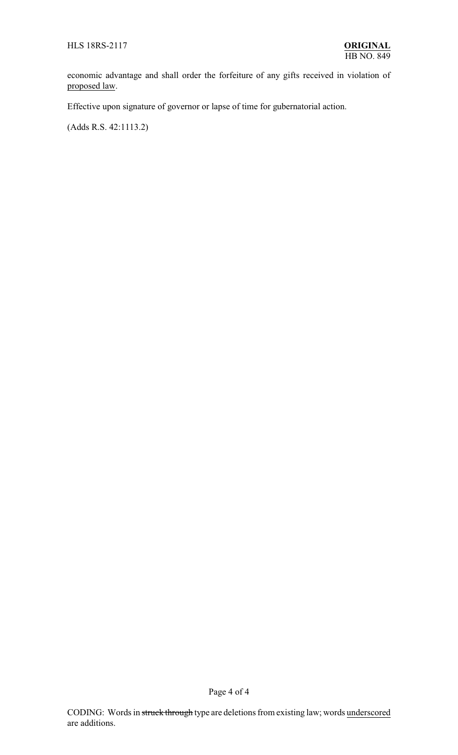economic advantage and shall order the forfeiture of any gifts received in violation of <u>proposed law</u>.

Effective upon signature of governor or lapse of time for gubernatorial action.

(Adds R.S. 42:1113.2)

CODING: Words in ~~struck through~~ type are deletions from existing law; words <u>underscored</u> are additions.